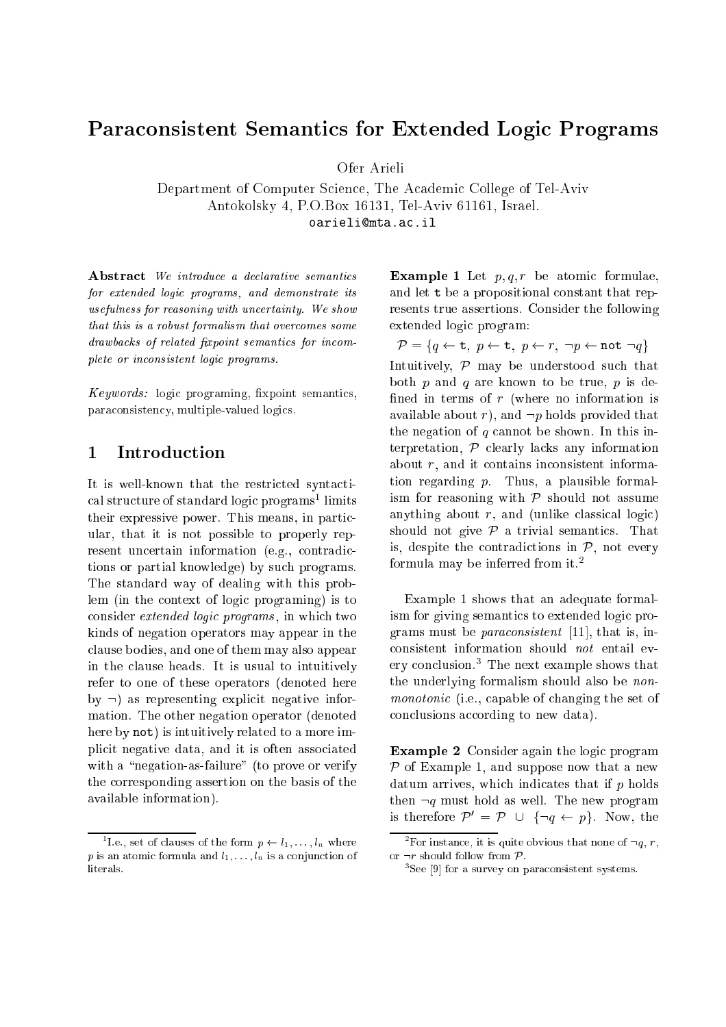# Paraconsistent Semantics for Extended Logic Programs

Ofer Arieli

Department of Computer Science, The Academic College of Tel-Aviv
Antokolsky 4, P.O.Box 16131, Tel-Aviv 61161, Israel.
oarieli@mta.ac.il

**Abstract** *We introduce a declarative semantics for extended logic programs, and demonstrate its usefulness for reasoning with uncertainty. We show that this is a robust formalism that overcomes some drawbacks of related fixpoint semantics for incomplete or inconsistent logic programs.*

*Keywords:* logic programing, fixpoint semantics, paraconsistency, multiple-valued logics.

## 1 Introduction

It is well-known that the restricted syntactical structure of standard logic programs[1] limits their expressive power. This means, in particular, that it is not possible to properly represent uncertain information (e.g., contradictions or partial knowledge) by such programs. The standard way of dealing with this problem (in the context of logic programing) is to consider *extended logic programs*, in which two kinds of negation operators may appear in the clause bodies, and one of them may also appear in the clause heads. It is usual to intuitively refer to one of these operators (denoted here by $\neg$) as representing explicit negative information. The other negation operator (denoted here by $\mathtt{not}$) is intuitively related to a more implicit negative data, and it is often associated with a "negation-as-failure" (to prove or verify the corresponding assertion on the basis of the available information).

**Example 1** Let $p, q, r$ be atomic formulae, and let $\mathtt{t}$ be a propositional constant that represents true assertions. Consider the following extended logic program:

$$\mathcal{P} = \{q \leftarrow \mathtt{t},\ p \leftarrow \mathtt{t},\ p \leftarrow r,\ \neg p \leftarrow \mathtt{not}\ \neg q\}$$

Intuitively, $\mathcal{P}$ may be understood such that both $p$ and $q$ are known to be true, $p$ is defined in terms of $r$ (where no information is available about $r$), and $\neg p$ holds provided that the negation of $q$ cannot be shown. In this interpretation, $\mathcal{P}$ clearly lacks any information about $r$, and it contains inconsistent information regarding $p$. Thus, a plausible formalism for reasoning with $\mathcal{P}$ should not assume anything about $r$, and (unlike classical logic) should not give $\mathcal{P}$ a trivial semantics. That is, despite the contradictions in $\mathcal{P}$, not every formula may be inferred from it.[2]

Example 1 shows that an adequate formalism for giving semantics to extended logic programs must be *paraconsistent* [11], that is, inconsistent information should *not* entail every conclusion.[3] The next example shows that the underlying formalism should also be *nonmonotonic* (i.e., capable of changing the set of conclusions according to new data).

**Example 2** Consider again the logic program $\mathcal{P}$ of Example 1, and suppose now that a new datum arrives, which indicates that if $p$ holds then $\neg q$ must hold as well. The new program is therefore $\mathcal{P}' = \mathcal{P} \cup \{\neg q \leftarrow p\}$. Now, the

---

[1] I.e., set of clauses of the form $p \leftarrow l_1, \ldots, l_n$ where $p$ is an atomic formula and $l_1, \ldots, l_n$ is a conjunction of literals.

[2] For instance, it is quite obvious that none of $\neg q$, $r$, or $\neg r$ should follow from $\mathcal{P}$.

[3] See [9] for a survey on paraconsistent systems.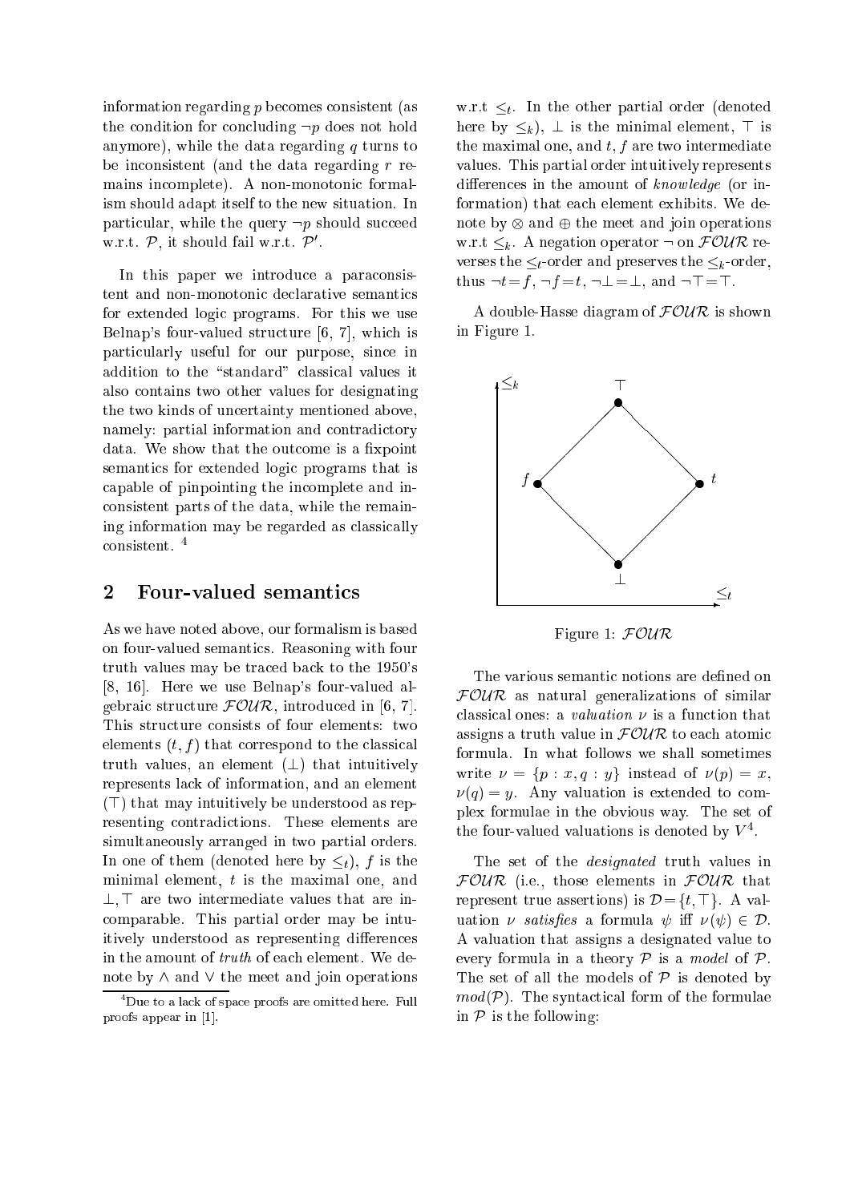information regarding $p$ becomes consistent (as the condition for concluding $\neg p$ does not hold anymore), while the data regarding $q$ turns to be inconsistent (and the data regarding $r$ remains incomplete). A non-monotonic formalism should adapt itself to the new situation. In particular, while the query $\neg p$ should succeed w.r.t. $\mathcal{P}$, it should fail w.r.t. $\mathcal{P}'$.

In this paper we introduce a paraconsistent and non-monotonic declarative semantics for extended logic programs. For this we use Belnap's four-valued structure [6, 7], which is particularly useful for our purpose, since in addition to the "standard" classical values it also contains two other values for designating the two kinds of uncertainty mentioned above, namely: partial information and contradictory data. We show that the outcome is a fixpoint semantics for extended logic programs that is capable of pinpointing the incomplete and inconsistent parts of the data, while the remaining information may be regarded as classically consistent. [4]

## 2 Four-valued semantics

As we have noted above, our formalism is based on four-valued semantics. Reasoning with four truth values may be traced back to the 1950's [8, 16]. Here we use Belnap's four-valued algebraic structure $\mathcal{FOUR}$, introduced in [6, 7]. This structure consists of four elements: two elements $(t, f)$ that correspond to the classical truth values, an element $(\bot)$ that intuitively represents lack of information, and an element $(\top)$ that may intuitively be understood as representing contradictions. These elements are simultaneously arranged in two partial orders. In one of them (denoted here by $\leq_t$), $f$ is the minimal element, $t$ is the maximal one, and $\bot, \top$ are two intermediate values that are incomparable. This partial order may be intuitively understood as representing differences in the amount of *truth* of each element. We denote by $\wedge$ and $\vee$ the meet and join operations w.r.t $\leq_t$. In the other partial order (denoted here by $\leq_k$), $\bot$ is the minimal element, $\top$ is the maximal one, and $t, f$ are two intermediate values. This partial order intuitively represents differences in the amount of *knowledge* (or information) that each element exhibits. We denote by $\otimes$ and $\oplus$ the meet and join operations w.r.t $\leq_k$. A negation operator $\neg$ on $\mathcal{FOUR}$ reverses the $\leq_t$-order and preserves the $\leq_k$-order, thus $\neg t = f$, $\neg f = t$, $\neg\bot = \bot$, and $\neg\top = \top$.

A double-Hasse diagram of $\mathcal{FOUR}$ is shown in Figure 1.

Figure 1: $\mathcal{FOUR}$

The various semantic notions are defined on $\mathcal{FOUR}$ as natural generalizations of similar classical ones: a *valuation* $\nu$ is a function that assigns a truth value in $\mathcal{FOUR}$ to each atomic formula. In what follows we shall sometimes write $\nu = \{p : x, q : y\}$ instead of $\nu(p) = x$, $\nu(q) = y$. Any valuation is extended to complex formulae in the obvious way. The set of the four-valued valuations is denoted by $V^4$.

The set of the *designated* truth values in $\mathcal{FOUR}$ (i.e., those elements in $\mathcal{FOUR}$ that represent true assertions) is $\mathcal{D} = \{t, \top\}$. A valuation $\nu$ *satisfies* a formula $\psi$ iff $\nu(\psi) \in \mathcal{D}$. A valuation that assigns a designated value to every formula in a theory $\mathcal{P}$ is a *model* of $\mathcal{P}$. The set of all the models of $\mathcal{P}$ is denoted by $mod(\mathcal{P})$. The syntactical form of the formulae in $\mathcal{P}$ is the following:

[4] Due to a lack of space proofs are omitted here. Full proofs appear in [1].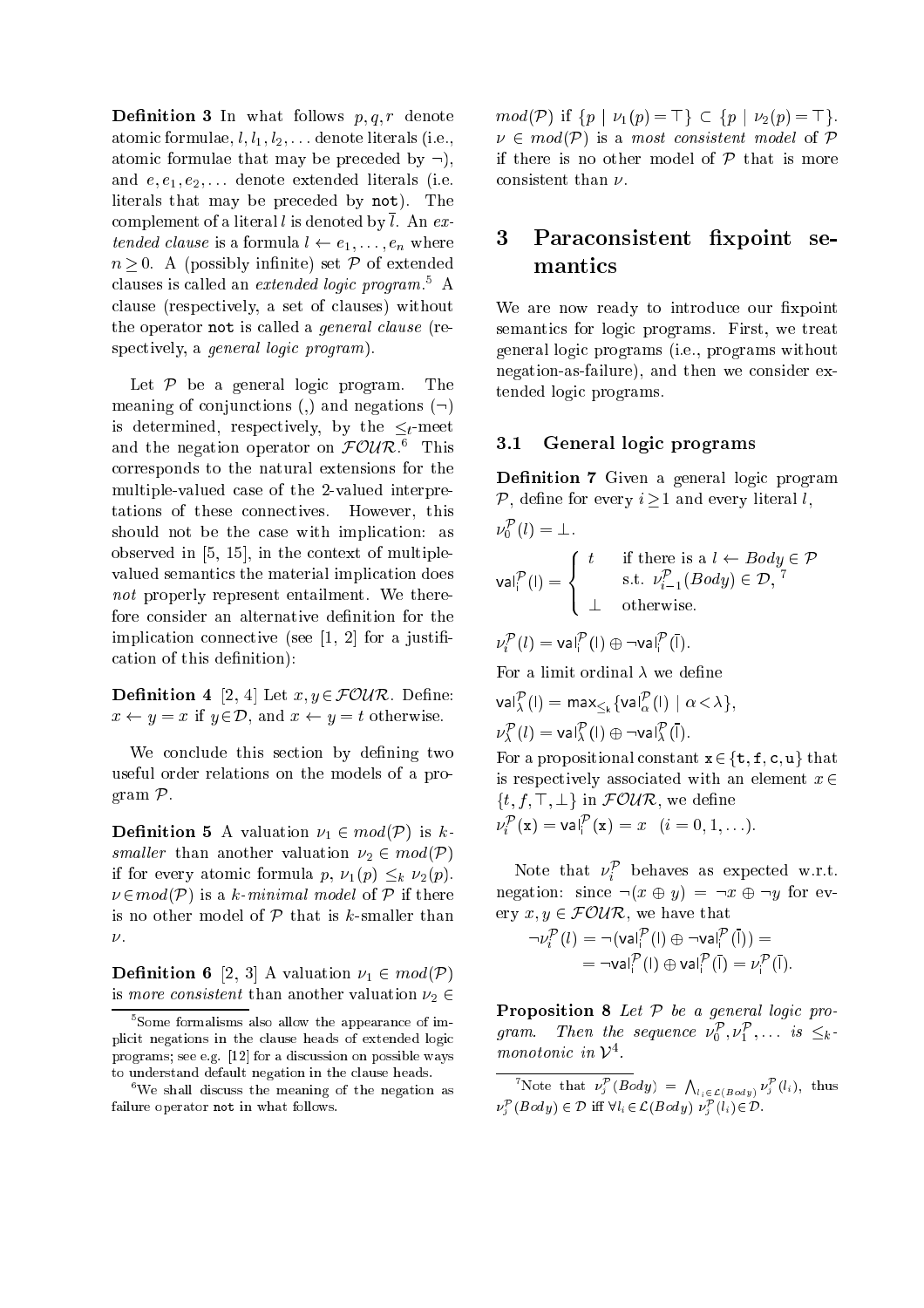**Definition 3** In what follows $p, q, r$ denote atomic formulae, $l, l_1, l_2, \ldots$ denote literals (i.e., atomic formulae that may be preceded by $\neg$), and $e, e_1, e_2, \ldots$ denote extended literals (i.e. literals that may be preceded by `not`). The complement of a literal $l$ is denoted by $\overline{l}$. An *extended clause* is a formula $l \leftarrow e_1, \ldots, e_n$ where $n \geq 0$. A (possibly infinite) set $\mathcal{P}$ of extended clauses is called an *extended logic program*.[5] A clause (respectively, a set of clauses) without the operator `not` is called a *general clause* (respectively, a *general logic program*).

Let $\mathcal{P}$ be a general logic program. The meaning of conjunctions (,) and negations ($\neg$) is determined, respectively, by the $\leq_t$-meet and the negation operator on $\mathcal{FOUR}$.[6] This corresponds to the natural extensions for the multiple-valued case of the 2-valued interpretations of these connectives. However, this should not be the case with implication: as observed in [5, 15], in the context of multiple-valued semantics the material implication does *not* properly represent entailment. We therefore consider an alternative definition for the implication connective (see [1, 2] for a justification of this definition):

**Definition 4** [2, 4] Let $x, y \in \mathcal{FOUR}$. Define: $x \leftarrow y = x$ if $y \in \mathcal{D}$, and $x \leftarrow y = t$ otherwise.

We conclude this section by defining two useful order relations on the models of a program $\mathcal{P}$.

**Definition 5** A valuation $\nu_1 \in mod(\mathcal{P})$ is *k-smaller* than another valuation $\nu_2 \in mod(\mathcal{P})$ if for every atomic formula $p$, $\nu_1(p) \leq_k \nu_2(p)$. $\nu \in mod(\mathcal{P})$ is a *k-minimal model* of $\mathcal{P}$ if there is no other model of $\mathcal{P}$ that is $k$-smaller than $\nu$.

**Definition 6** [2, 3] A valuation $\nu_1 \in mod(\mathcal{P})$ is *more consistent* than another valuation $\nu_2 \in mod(\mathcal{P})$ if $\{p \mid \nu_1(p) = \top\} \subset \{p \mid \nu_2(p) = \top\}$. $\nu \in mod(\mathcal{P})$ is a *most consistent model* of $\mathcal{P}$ if there is no other model of $\mathcal{P}$ that is more consistent than $\nu$.

# 3 Paraconsistent fixpoint semantics

We are now ready to introduce our fixpoint semantics for logic programs. First, we treat general logic programs (i.e., programs without negation-as-failure), and then we consider extended logic programs.

## 3.1 General logic programs

**Definition 7** Given a general logic program $\mathcal{P}$, define for every $i \geq 1$ and every literal $l$,

$\nu_0^{\mathcal{P}}(l) = \perp$.

$$\mathsf{val}_i^{\mathcal{P}}(l) = \begin{cases} t & \text{if there is a } l \leftarrow Body \in \mathcal{P} \\ & \text{s.t. } \nu_{i-1}^{\mathcal{P}}(Body) \in \mathcal{D},\ ^{7} \\ \perp & \text{otherwise.} \end{cases}$$

$\nu_i^{\mathcal{P}}(l) = \mathsf{val}_i^{\mathcal{P}}(l) \oplus \neg \mathsf{val}_i^{\mathcal{P}}(\overline{l})$.

For a limit ordinal $\lambda$ we define

$\mathsf{val}_\lambda^{\mathcal{P}}(l) = \max_{\leq_k} \{\mathsf{val}_\alpha^{\mathcal{P}}(l) \mid \alpha < \lambda\}$,

$\nu_\lambda^{\mathcal{P}}(l) = \mathsf{val}_\lambda^{\mathcal{P}}(l) \oplus \neg \mathsf{val}_\lambda^{\mathcal{P}}(\overline{l})$.

For a propositional constant $\mathtt{x} \in \{\mathtt{t}, \mathtt{f}, \mathtt{c}, \mathtt{u}\}$ that is respectively associated with an element $x \in \{t, f, \top, \perp\}$ in $\mathcal{FOUR}$, we define

$\nu_i^{\mathcal{P}}(\mathtt{x}) = \mathsf{val}_i^{\mathcal{P}}(\mathtt{x}) = x \quad (i = 0, 1, \ldots)$.

Note that $\nu_i^{\mathcal{P}}$ behaves as expected w.r.t. negation: since $\neg(x \oplus y) = \neg x \oplus \neg y$ for every $x, y \in \mathcal{FOUR}$, we have that

$$\begin{aligned} \neg \nu_i^{\mathcal{P}}(l) &= \neg(\mathsf{val}_i^{\mathcal{P}}(l) \oplus \neg \mathsf{val}_i^{\mathcal{P}}(\overline{l})) = \\ &= \neg \mathsf{val}_i^{\mathcal{P}}(l) \oplus \mathsf{val}_i^{\mathcal{P}}(\overline{l}) = \nu_i^{\mathcal{P}}(\overline{l}). \end{aligned}$$

**Proposition 8** *Let $\mathcal{P}$ be a general logic program. Then the sequence $\nu_0^{\mathcal{P}}, \nu_1^{\mathcal{P}}, \ldots$ is $\leq_k$-monotonic in $\mathcal{V}^4$.*

---

[5] Some formalisms also allow the appearance of implicit negations in the clause heads of extended logic programs; see e.g. [12] for a discussion on possible ways to understand default negation in the clause heads.

[6] We shall discuss the meaning of the negation as failure operator `not` in what follows.

[7] Note that $\nu_j^{\mathcal{P}}(Body) = \bigwedge_{l_i \in \mathcal{L}(Body)} \nu_j^{\mathcal{P}}(l_i)$, thus $\nu_j^{\mathcal{P}}(Body) \in \mathcal{D}$ iff $\forall l_i \in \mathcal{L}(Body)\ \nu_j^{\mathcal{P}}(l_i) \in \mathcal{D}$.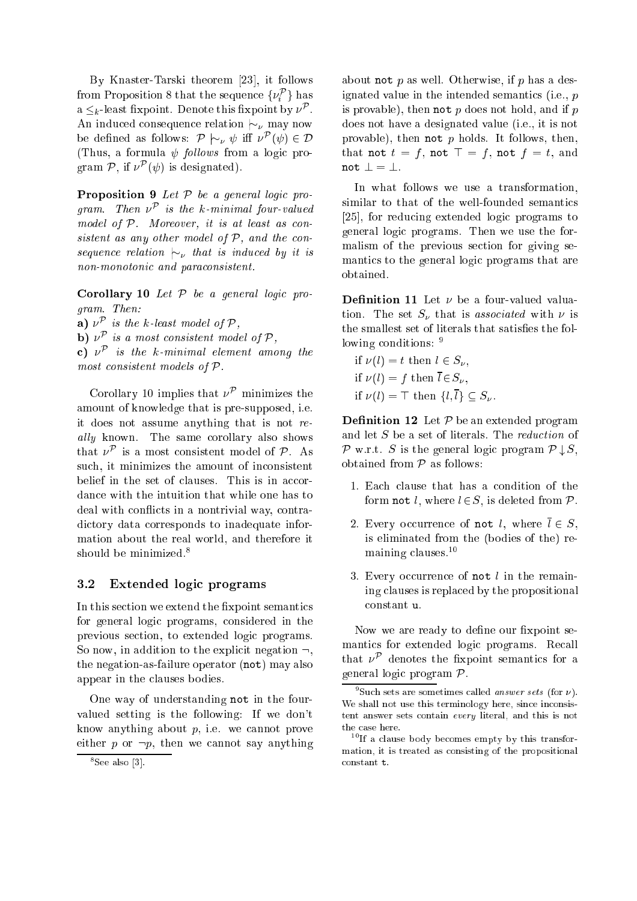By Knaster-Tarski theorem [23], it follows from Proposition 8 that the sequence $\{\nu_i^{\mathcal{P}}\}$ has a $\leq_k$-least fixpoint. Denote this fixpoint by $\nu^{\mathcal{P}}$. An induced consequence relation $\mid\!\sim_\nu$ may now be defined as follows: $\mathcal{P} \mid\!\sim_\nu \psi$ iff $\nu^{\mathcal{P}}(\psi) \in \mathcal{D}$ (Thus, a formula $\psi$ *follows* from a logic program $\mathcal{P}$, if $\nu^{\mathcal{P}}(\psi)$ is designated).

**Proposition 9** *Let $\mathcal{P}$ be a general logic program. Then $\nu^{\mathcal{P}}$ is the k-minimal four-valued model of $\mathcal{P}$. Moreover, it is at least as consistent as any other model of $\mathcal{P}$, and the consequence relation $\mid\!\sim_\nu$ that is induced by it is non-monotonic and paraconsistent.*

**Corollary 10** *Let $\mathcal{P}$ be a general logic program. Then:*
**a)** *$\nu^{\mathcal{P}}$ is the k-least model of $\mathcal{P}$,*
**b)** *$\nu^{\mathcal{P}}$ is a most consistent model of $\mathcal{P}$,*
**c)** *$\nu^{\mathcal{P}}$ is the k-minimal element among the most consistent models of $\mathcal{P}$.*

Corollary 10 implies that $\nu^{\mathcal{P}}$ minimizes the amount of knowledge that is pre-supposed, i.e. it does not assume anything that is not *really* known. The same corollary also shows that $\nu^{\mathcal{P}}$ is a most consistent model of $\mathcal{P}$. As such, it minimizes the amount of inconsistent belief in the set of clauses. This is in accordance with the intuition that while one has to deal with conflicts in a nontrivial way, contradictory data corresponds to inadequate information about the real world, and therefore it should be minimized.[8]

### 3.2 Extended logic programs

In this section we extend the fixpoint semantics for general logic programs, considered in the previous section, to extended logic programs. So now, in addition to the explicit negation $\neg$, the negation-as-failure operator (`not`) may also appear in the clauses bodies.

One way of understanding `not` in the four-valued setting is the following: If we don't know anything about $p$, i.e. we cannot prove either $p$ or $\neg p$, then we cannot say anything about `not` $p$ as well. Otherwise, if $p$ has a designated value in the intended semantics (i.e., $p$ is provable), then `not` $p$ does not hold, and if $p$ does not have a designated value (i.e., it is not provable), then `not` $p$ holds. It follows, then, that `not` $t = f$, `not` $\top = f$, `not` $f = t$, and `not` $\bot = \bot$.

In what follows we use a transformation, similar to that of the well-founded semantics [25], for reducing extended logic programs to general logic programs. Then we use the formalism of the previous section for giving semantics to the general logic programs that are obtained.

**Definition 11** Let $\nu$ be a four-valued valuation. The set $S_\nu$ that is *associated* with $\nu$ is the smallest set of literals that satisfies the following conditions: [9]

if $\nu(l) = t$ then $l \in S_\nu$,
if $\nu(l) = f$ then $\overline{l} \in S_\nu$,
if $\nu(l) = \top$ then $\{l, \overline{l}\} \subseteq S_\nu$.

**Definition 12** Let $\mathcal{P}$ be an extended program and let $S$ be a set of literals. The *reduction* of $\mathcal{P}$ w.r.t. $S$ is the general logic program $\mathcal{P}\!\downarrow\! S$, obtained from $\mathcal{P}$ as follows:

1. Each clause that has a condition of the form `not` $l$, where $l \in S$, is deleted from $\mathcal{P}$.
2. Every occurrence of `not` $l$, where $\overline{l} \in S$, is eliminated from the (bodies of the) remaining clauses.[10]
3. Every occurrence of `not` $l$ in the remaining clauses is replaced by the propositional constant `u`.

Now we are ready to define our fixpoint semantics for extended logic programs. Recall that $\nu^{\mathcal{P}}$ denotes the fixpoint semantics for a general logic program $\mathcal{P}$.

---

[8] See also [3].

[9] Such sets are sometimes called *answer sets* (for $\nu$). We shall not use this terminology here, since inconsistent answer sets contain *every* literal, and this is not the case here.

[10] If a clause body becomes empty by this transformation, it is treated as consisting of the propositional constant `t`.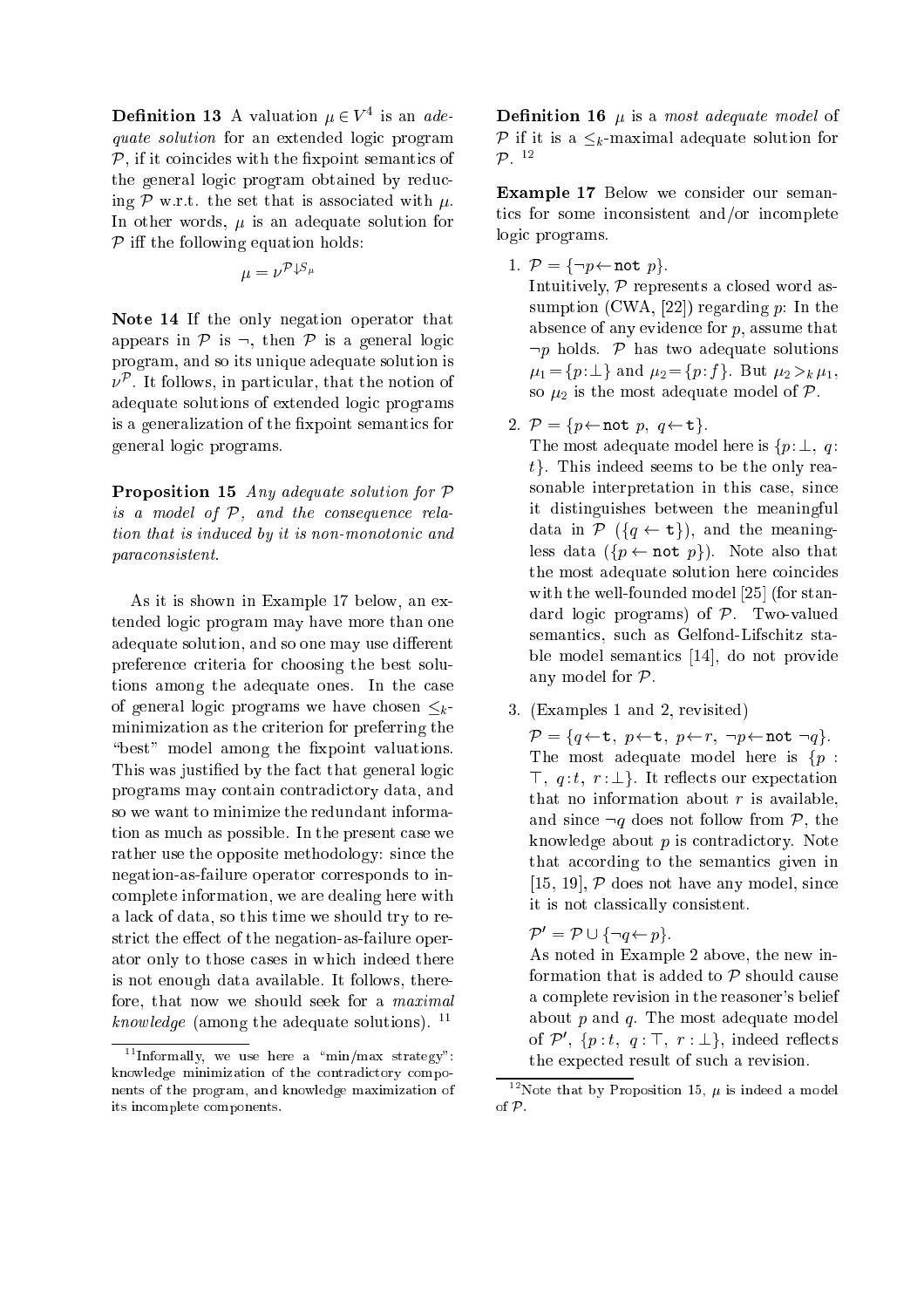**Definition 13** A valuation $\mu \in V^4$ is an *adequate solution* for an extended logic program $\mathcal{P}$, if it coincides with the fixpoint semantics of the general logic program obtained by reducing $\mathcal{P}$ w.r.t. the set that is associated with $\mu$. In other words, $\mu$ is an adequate solution for $\mathcal{P}$ iff the following equation holds:

$$\mu = \nu^{\mathcal{P}\downarrow S_\mu}$$

**Note 14** If the only negation operator that appears in $\mathcal{P}$ is $\neg$, then $\mathcal{P}$ is a general logic program, and so its unique adequate solution is $\nu^{\mathcal{P}}$. It follows, in particular, that the notion of adequate solutions of extended logic programs is a generalization of the fixpoint semantics for general logic programs.

**Proposition 15** *Any adequate solution for $\mathcal{P}$ is a model of $\mathcal{P}$, and the consequence relation that is induced by it is non-monotonic and paraconsistent.*

As it is shown in Example 17 below, an extended logic program may have more than one adequate solution, and so one may use different preference criteria for choosing the best solutions among the adequate ones. In the case of general logic programs we have chosen $\leq_k$-minimization as the criterion for preferring the "best" model among the fixpoint valuations. This was justified by the fact that general logic programs may contain contradictory data, and so we want to minimize the redundant information as much as possible. In the present case we rather use the opposite methodology: since the negation-as-failure operator corresponds to incomplete information, we are dealing here with a lack of data, so this time we should try to restrict the effect of the negation-as-failure operator only to those cases in which indeed there is not enough data available. It follows, therefore, that now we should seek for a *maximal knowledge* (among the adequate solutions). [11]

[11] Informally, we use here a "min/max strategy": knowledge minimization of the contradictory components of the program, and knowledge maximization of its incomplete components.

**Definition 16** $\mu$ is a *most adequate model* of $\mathcal{P}$ if it is a $\leq_k$-maximal adequate solution for $\mathcal{P}$. [12]

**Example 17** Below we consider our semantics for some inconsistent and/or incomplete logic programs.

1. $\mathcal{P} = \{\neg p \leftarrow \texttt{not}\ p\}$.
   Intuitively, $\mathcal{P}$ represents a closed word assumption (CWA, [22]) regarding $p$: In the absence of any evidence for $p$, assume that $\neg p$ holds. $\mathcal{P}$ has two adequate solutions $\mu_1 = \{p:\bot\}$ and $\mu_2 = \{p:f\}$. But $\mu_2 >_k \mu_1$, so $\mu_2$ is the most adequate model of $\mathcal{P}$.

2. $\mathcal{P} = \{p \leftarrow \texttt{not}\ p,\ q \leftarrow \texttt{t}\}$.
   The most adequate model here is $\{p:\bot,\ q:t\}$. This indeed seems to be the only reasonable interpretation in this case, since it distinguishes between the meaningful data in $\mathcal{P}$ ($\{q \leftarrow \texttt{t}\}$), and the meaningless data ($\{p \leftarrow \texttt{not}\ p\}$). Note also that the most adequate solution here coincides with the well-founded model [25] (for standard logic programs) of $\mathcal{P}$. Two-valued semantics, such as Gelfond-Lifschitz stable model semantics [14], do not provide any model for $\mathcal{P}$.

3. (Examples 1 and 2, revisited)
   $\mathcal{P} = \{q \leftarrow \texttt{t},\ p \leftarrow \texttt{t},\ p \leftarrow r,\ \neg p \leftarrow \texttt{not}\ \neg q\}$.
   The most adequate model here is $\{p:\top,\ q:t,\ r:\bot\}$. It reflects our expectation that no information about $r$ is available, and since $\neg q$ does not follow from $\mathcal{P}$, the knowledge about $p$ is contradictory. Note that according to the semantics given in [15, 19], $\mathcal{P}$ does not have any model, since it is not classically consistent.

   $\mathcal{P}' = \mathcal{P} \cup \{\neg q \leftarrow p\}$.
   As noted in Example 2 above, the new information that is added to $\mathcal{P}$ should cause a complete revision in the reasoner's belief about $p$ and $q$. The most adequate model of $\mathcal{P}'$, $\{p:t,\ q:\top,\ r:\bot\}$, indeed reflects the expected result of such a revision.

[12] Note that by Proposition 15, $\mu$ is indeed a model of $\mathcal{P}$.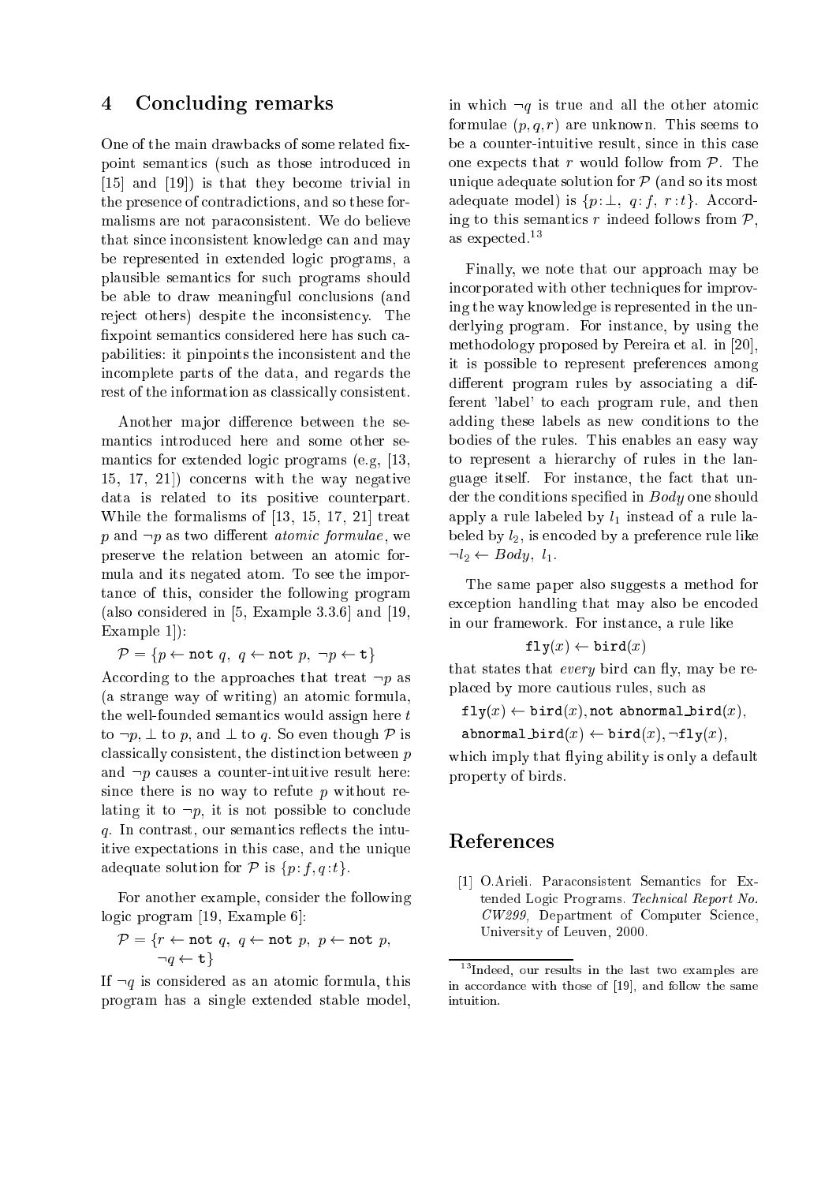## 4 Concluding remarks

One of the main drawbacks of some related fixpoint semantics (such as those introduced in [15] and [19]) is that they become trivial in the presence of contradictions, and so these formalisms are not paraconsistent. We do believe that since inconsistent knowledge can and may be represented in extended logic programs, a plausible semantics for such programs should be able to draw meaningful conclusions (and reject others) despite the inconsistency. The fixpoint semantics considered here has such capabilities: it pinpoints the inconsistent and the incomplete parts of the data, and regards the rest of the information as classically consistent.

Another major difference between the semantics introduced here and some other semantics for extended logic programs (e.g, [13, 15, 17, 21]) concerns with the way negative data is related to its positive counterpart. While the formalisms of [13, 15, 17, 21] treat $p$ and $\neg p$ as two different *atomic formulae*, we preserve the relation between an atomic formula and its negated atom. To see the importance of this, consider the following program (also considered in [5, Example 3.3.6] and [19, Example 1]):

$$\mathcal{P} = \{p \leftarrow \texttt{not}\ q,\ q \leftarrow \texttt{not}\ p,\ \neg p \leftarrow \texttt{t}\}$$

According to the approaches that treat $\neg p$ as (a strange way of writing) an atomic formula, the well-founded semantics would assign here $t$ to $\neg p$, $\bot$ to $p$, and $\bot$ to $q$. So even though $\mathcal{P}$ is classically consistent, the distinction between $p$ and $\neg p$ causes a counter-intuitive result here: since there is no way to refute $p$ without relating it to $\neg p$, it is not possible to conclude $q$. In contrast, our semantics reflects the intuitive expectations in this case, and the unique adequate solution for $\mathcal{P}$ is $\{p\!:f, q\!:t\}$.

For another example, consider the following logic program [19, Example 6]:

$$\mathcal{P} = \{r \leftarrow \texttt{not}\ q,\ q \leftarrow \texttt{not}\ p,\ p \leftarrow \texttt{not}\ p,\ \neg q \leftarrow \texttt{t}\}$$

If $\neg q$ is considered as an atomic formula, this program has a single extended stable model, in which $\neg q$ is true and all the other atomic formulae $(p, q, r)$ are unknown. This seems to be a counter-intuitive result, since in this case one expects that $r$ would follow from $\mathcal{P}$. The unique adequate solution for $\mathcal{P}$ (and so its most adequate model) is $\{p\!:\bot,\ q\!:f,\ r\!:t\}$. According to this semantics $r$ indeed follows from $\mathcal{P}$, as expected.[13]

Finally, we note that our approach may be incorporated with other techniques for improving the way knowledge is represented in the underlying program. For instance, by using the methodology proposed by Pereira et al. in [20], it is possible to represent preferences among different program rules by associating a different 'label' to each program rule, and then adding these labels as new conditions to the bodies of the rules. This enables an easy way to represent a hierarchy of rules in the language itself. For instance, the fact that under the conditions specified in *Body* one should apply a rule labeled by $l_1$ instead of a rule labeled by $l_2$, is encoded by a preference rule like $\neg l_2 \leftarrow Body,\ l_1$.

The same paper also suggests a method for exception handling that may also be encoded in our framework. For instance, a rule like

$$\texttt{fly}(x) \leftarrow \texttt{bird}(x)$$

that states that *every* bird can fly, may be replaced by more cautious rules, such as

$$\texttt{fly}(x) \leftarrow \texttt{bird}(x), \texttt{not abnormal\_bird}(x),$$

$$\texttt{abnormal\_bird}(x) \leftarrow \texttt{bird}(x), \neg\texttt{fly}(x),$$

which imply that flying ability is only a default property of birds.

[13] Indeed, our results in the last two examples are in accordance with those of [19], and follow the same intuition.

## References

[1] O.Arieli. Paraconsistent Semantics for Extended Logic Programs. *Technical Report No. CW299*, Department of Computer Science, University of Leuven, 2000.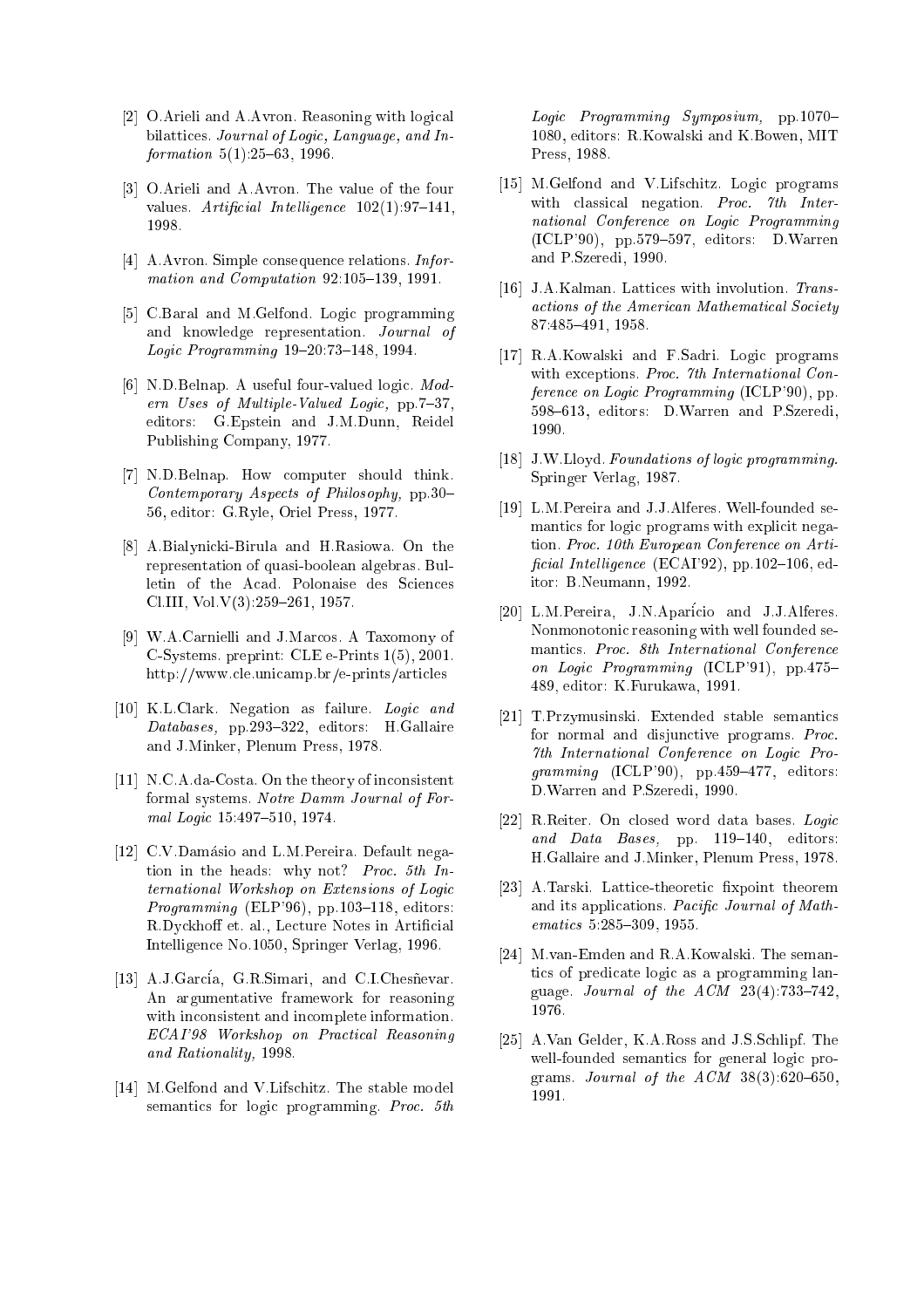[2] O.Arieli and A.Avron. Reasoning with logical bilattices. *Journal of Logic, Language, and Information* 5(1):25–63, 1996.

[3] O.Arieli and A.Avron. The value of the four values. *Artificial Intelligence* 102(1):97–141, 1998.

[4] A.Avron. Simple consequence relations. *Information and Computation* 92:105–139, 1991.

[5] C.Baral and M.Gelfond. Logic programming and knowledge representation. *Journal of Logic Programming* 19–20:73–148, 1994.

[6] N.D.Belnap. A useful four-valued logic. *Modern Uses of Multiple-Valued Logic,* pp.7–37, editors: G.Epstein and J.M.Dunn, Reidel Publishing Company, 1977.

[7] N.D.Belnap. How computer should think. *Contemporary Aspects of Philosophy,* pp.30–56, editor: G.Ryle, Oriel Press, 1977.

[8] A.Bialynicki-Birula and H.Rasiowa. On the representation of quasi-boolean algebras. Bulletin of the Acad. Polonaise des Sciences Cl.III, Vol.V(3):259–261, 1957.

[9] W.A.Carnielli and J.Marcos. A Taxomony of C-Systems. preprint: CLE e-Prints 1(5), 2001. http://www.cle.unicamp.br/e-prints/articles

[10] K.L.Clark. Negation as failure. *Logic and Databases,* pp.293–322, editors: H.Gallaire and J.Minker, Plenum Press, 1978.

[11] N.C.A.da-Costa. On the theory of inconsistent formal systems. *Notre Damm Journal of Formal Logic* 15:497–510, 1974.

[12] C.V.Damásio and L.M.Pereira. Default negation in the heads: why not? *Proc. 5th International Workshop on Extensions of Logic Programming* (ELP'96), pp.103–118, editors: R.Dyckhoff et. al., Lecture Notes in Artificial Intelligence No.1050, Springer Verlag, 1996.

[13] A.J.García, G.R.Simari, and C.I.Chesñevar. An argumentative framework for reasoning with inconsistent and incomplete information. *ECAI'98 Workshop on Practical Reasoning and Rationality,* 1998.

[14] M.Gelfond and V.Lifschitz. The stable model semantics for logic programming. *Proc. 5th Logic Programming Symposium,* pp.1070–1080, editors: R.Kowalski and K.Bowen, MIT Press, 1988.

[15] M.Gelfond and V.Lifschitz. Logic programs with classical negation. *Proc. 7th International Conference on Logic Programming* (ICLP'90), pp.579–597, editors: D.Warren and P.Szeredi, 1990.

[16] J.A.Kalman. Lattices with involution. *Transactions of the American Mathematical Society* 87:485–491, 1958.

[17] R.A.Kowalski and F.Sadri. Logic programs with exceptions. *Proc. 7th International Conference on Logic Programming* (ICLP'90), pp. 598–613, editors: D.Warren and P.Szeredi, 1990.

[18] J.W.Lloyd. *Foundations of logic programming.* Springer Verlag, 1987.

[19] L.M.Pereira and J.J.Alferes. Well-founded semantics for logic programs with explicit negation. *Proc. 10th European Conference on Artificial Intelligence* (ECAI'92), pp.102–106, editor: B.Neumann, 1992.

[20] L.M.Pereira, J.N.Aparício and J.J.Alferes. Nonmonotonic reasoning with well founded semantics. *Proc. 8th International Conference on Logic Programming* (ICLP'91), pp.475–489, editor: K.Furukawa, 1991.

[21] T.Przymusinski. Extended stable semantics for normal and disjunctive programs. *Proc. 7th International Conference on Logic Programming* (ICLP'90), pp.459–477, editors: D.Warren and P.Szeredi, 1990.

[22] R.Reiter. On closed word data bases. *Logic and Data Bases,* pp. 119–140, editors: H.Gallaire and J.Minker, Plenum Press, 1978.

[23] A.Tarski. Lattice-theoretic fixpoint theorem and its applications. *Pacific Journal of Mathematics* 5:285–309, 1955.

[24] M.van-Emden and R.A.Kowalski. The semantics of predicate logic as a programming language. *Journal of the ACM* 23(4):733–742, 1976.

[25] A.Van Gelder, K.A.Ross and J.S.Schlipf. The well-founded semantics for general logic programs. *Journal of the ACM* 38(3):620–650, 1991.